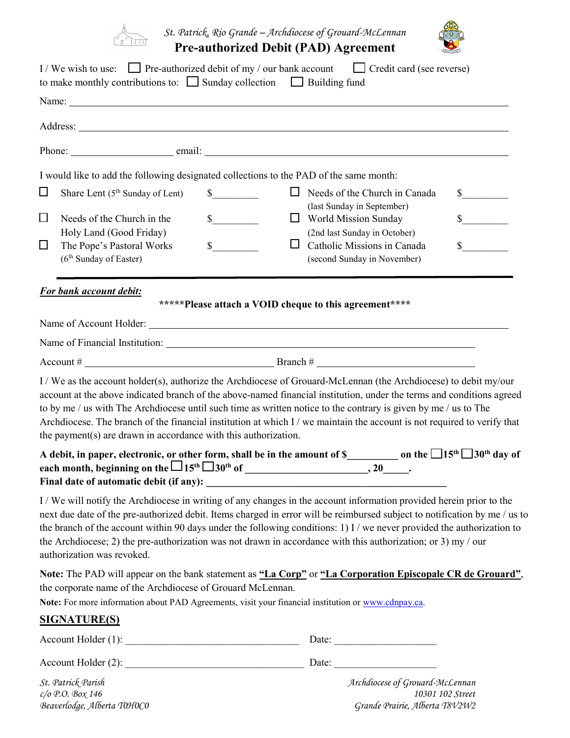St. Patrick, Rio Grande – Archdiocese of Grouard-McLennan

# Pre-authorized Debit (PAD) Agreement

I / We wish to use: ☐ Pre-authorized debit of my / our bank account ☐ Credit card (see reverse)
to make monthly contributions to: ☐ Sunday collection ☐ Building fund

Name: ______________________________________________

Address: ______________________________________________

Phone: ____________________ email: ______________________________

I would like to add the following designated collections to the PAD of the same month:

| | | | | | |
|---|---|---|---|---|---|
| ☐ | Share Lent (5th Sunday of Lent) | $_________ | ☐ | Needs of the Church in Canada (last Sunday in September) | $_________ |
| ☐ | Needs of the Church in the Holy Land (Good Friday) | $_________ | ☐ | World Mission Sunday (2nd last Sunday in October) | $_________ |
| ☐ | The Pope's Pastoral Works (6th Sunday of Easter) | $_________ | ☐ | Catholic Missions in Canada (second Sunday in November) | $_________ |

***For bank account debit:***

**\*\*\*\*\*Please attach a VOID cheque to this agreement\*\*\*\***

Name of Account Holder: ______________________________________________

Name of Financial Institution: ______________________________________________

Account # ______________________________ Branch # ______________________________

I / We as the account holder(s), authorize the Archdiocese of Grouard-McLennan (the Archdiocese) to debit my/our account at the above indicated branch of the above-named financial institution, under the terms and conditions agreed to by me / us with The Archdiocese until such time as written notice to the contrary is given by me / us to The Archdiocese. The branch of the financial institution at which I / we maintain the account is not required to verify that the payment(s) are drawn in accordance with this authorization.

**A debit, in paper, electronic, or other form, shall be in the amount of $__________ on the ☐15th ☐30th day of each month, beginning on the ☐15th ☐30th of ________________________, 20_____.**
**Final date of automatic debit (if any): ________________________________________________**

I / We will notify the Archdiocese in writing of any changes in the account information provided herein prior to the next due date of the pre-authorized debit. Items charged in error will be reimbursed subject to notification by me / us to the branch of the account within 90 days under the following conditions: 1) I / we never provided the authorization to the Archdiocese; 2) the pre-authorization was not drawn in accordance with this authorization; or 3) my / our authorization was revoked.

**Note:** The PAD will appear on the bank statement as **"La Corp"** or **"La Corporation Episcopale CR de Grouard"**, the corporate name of the Archdiocese of Grouard McLennan.

**Note:** For more information about PAD Agreements, visit your financial institution or www.cdnpay.ca.

## SIGNATURE(S)

Account Holder (1): ___________________________________ Date: ____________________

Account Holder (2): ___________________________________ Date: ____________________

*St. Patrick Parish*
*c/o P.O. Box 146*
*Beaverlodge, Alberta T0H0C0*

*Archdiocese of Grouard-McLennan*
*10301 102 Street*
*Grande Prairie, Alberta T8V2W2*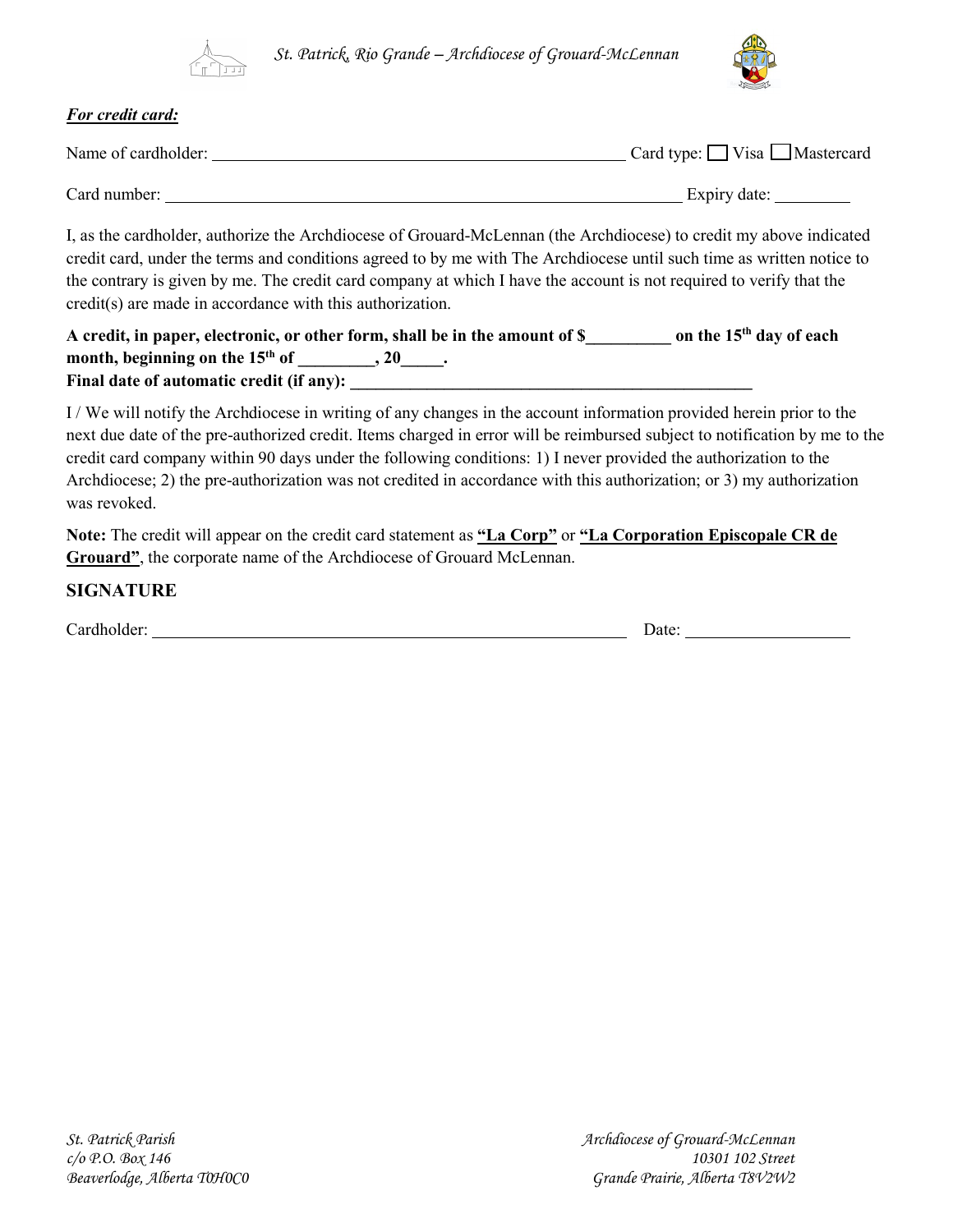***For credit card:***

Name of cardholder: ______________________________ Card type: ☐ Visa ☐ Mastercard

Card number: ______________________________ Expiry date: __________

I, as the cardholder, authorize the Archdiocese of Grouard-McLennan (the Archdiocese) to credit my above indicated credit card, under the terms and conditions agreed to by me with The Archdiocese until such time as written notice to the contrary is given by me. The credit card company at which I have the account is not required to verify that the credit(s) are made in accordance with this authorization.

**A credit, in paper, electronic, or other form, shall be in the amount of $__________ on the 15th day of each month, beginning on the 15th of _________, 20_____.**
**Final date of automatic credit (if any): __________________________________________________**

I / We will notify the Archdiocese in writing of any changes in the account information provided herein prior to the next due date of the pre-authorized credit. Items charged in error will be reimbursed subject to notification by me to the credit card company within 90 days under the following conditions: 1) I never provided the authorization to the Archdiocese; 2) the pre-authorization was not credited in accordance with this authorization; or 3) my authorization was revoked.

**Note:** The credit will appear on the credit card statement as **"La Corp"** or **"La Corporation Episcopale CR de Grouard"**, the corporate name of the Archdiocese of Grouard McLennan.

## SIGNATURE

Cardholder: ______________________________ Date: ____________________

*St. Patrick Parish*
*c/o P.O. Box 146*
*Beaverlodge, Alberta T0H0C0*

*Archdiocese of Grouard-McLennan*
*10301 102 Street*
*Grande Prairie, Alberta T8V2W2*